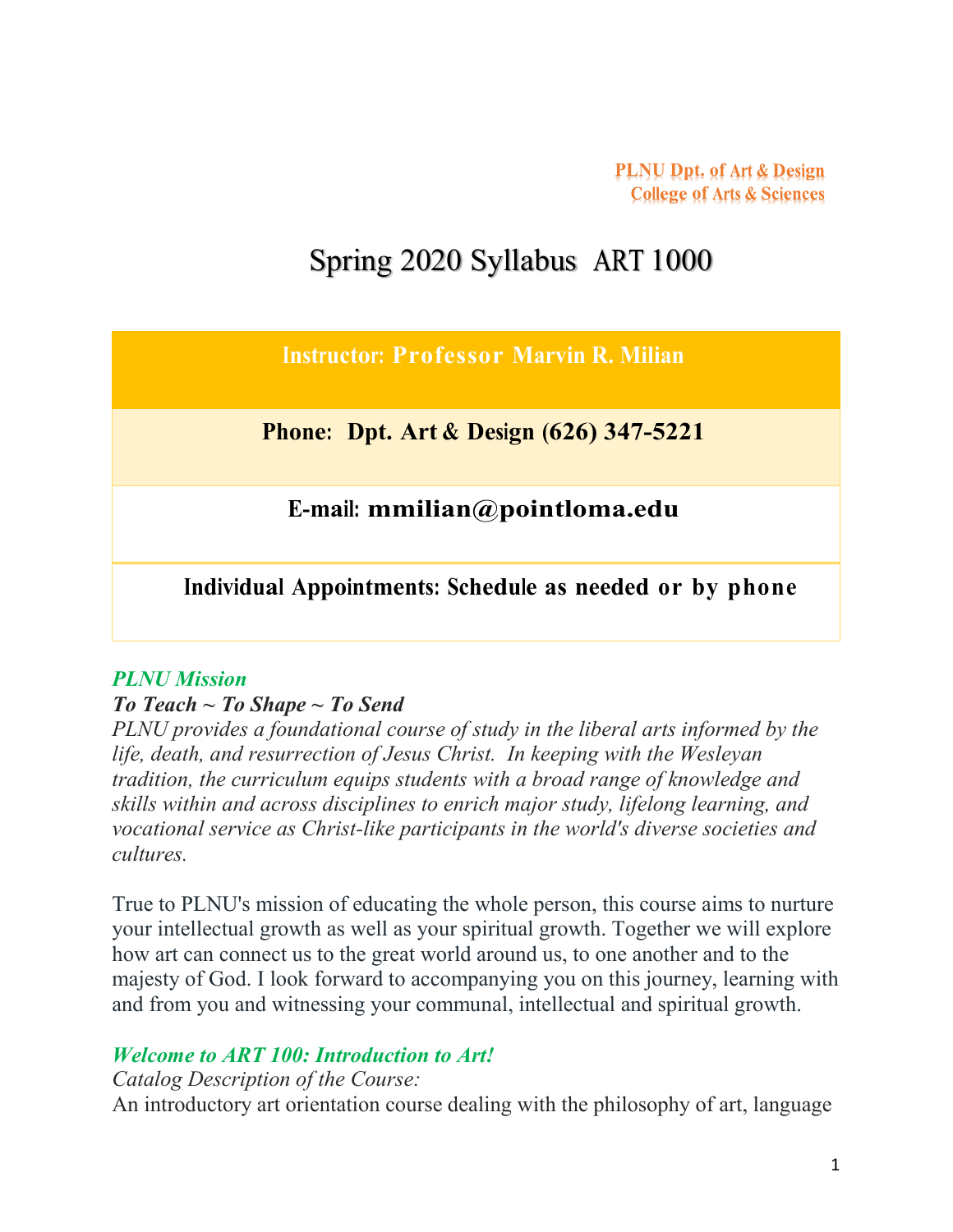**PLNU Dpt. of Art & Design**
**College of Arts & Sciences**

# Spring 2020 Syllabus ART 1000

| **Instructor: Professor Marvin R. Milian** |
| --- |
| **Phone: Dpt. Art & Design (626) 347-5221** |
| **E-mail: mmilian@pointloma.edu** |
| **Individual Appointments: Schedule as needed or by phone** |

### *PLNU Mission*

***To Teach ~ To Shape ~ To Send***

*PLNU provides a foundational course of study in the liberal arts informed by the life, death, and resurrection of Jesus Christ. In keeping with the Wesleyan tradition, the curriculum equips students with a broad range of knowledge and skills within and across disciplines to enrich major study, lifelong learning, and vocational service as Christ-like participants in the world's diverse societies and cultures.*

True to PLNU's mission of educating the whole person, this course aims to nurture your intellectual growth as well as your spiritual growth. Together we will explore how art can connect us to the great world around us, to one another and to the majesty of God. I look forward to accompanying you on this journey, learning with and from you and witnessing your communal, intellectual and spiritual growth.

### *Welcome to ART 100: Introduction to Art!*

*Catalog Description of the Course:*

An introductory art orientation course dealing with the philosophy of art, language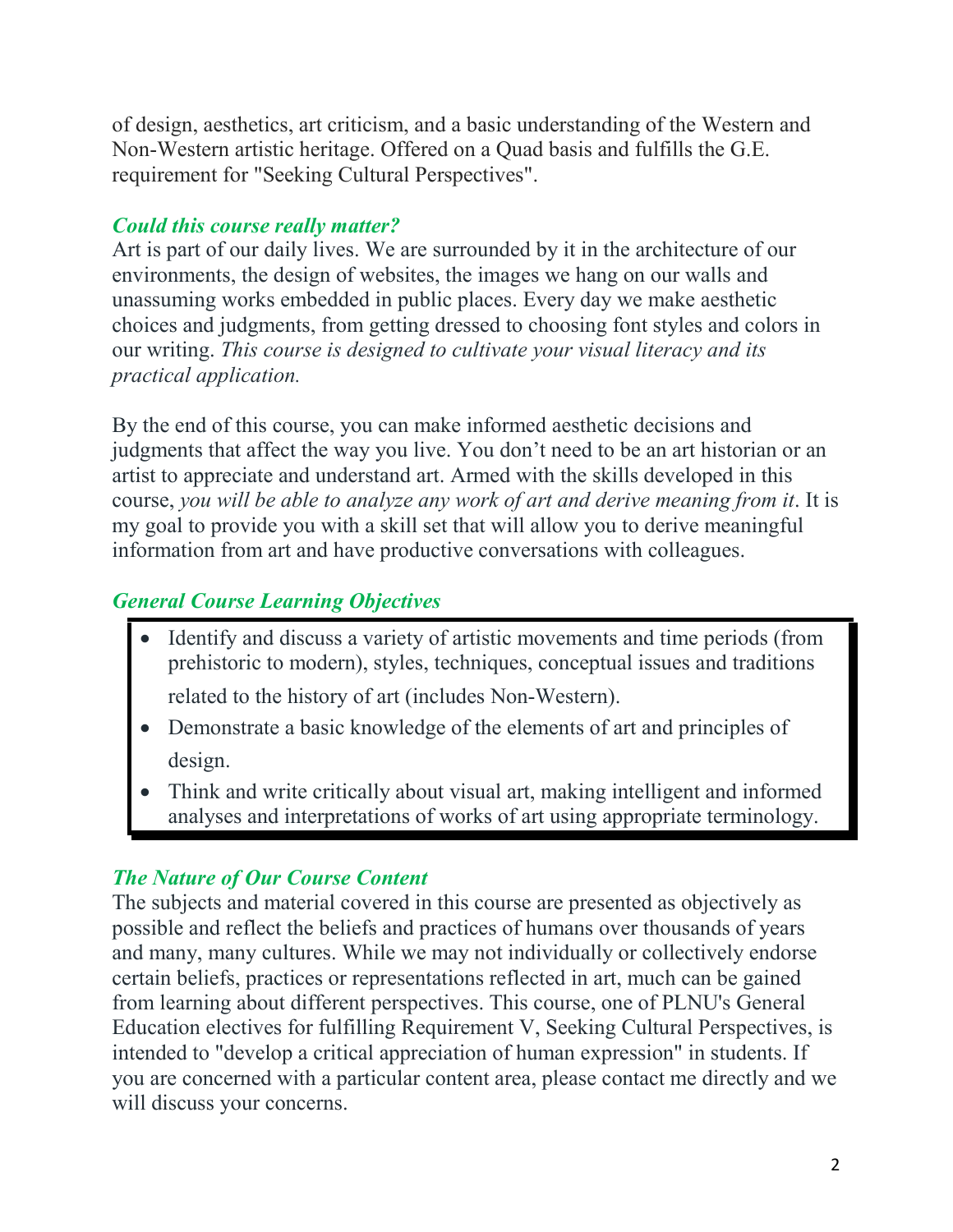of design, aesthetics, art criticism, and a basic understanding of the Western and Non-Western artistic heritage. Offered on a Quad basis and fulfills the G.E. requirement for "Seeking Cultural Perspectives".

### *Could this course really matter?*

Art is part of our daily lives. We are surrounded by it in the architecture of our environments, the design of websites, the images we hang on our walls and unassuming works embedded in public places. Every day we make aesthetic choices and judgments, from getting dressed to choosing font styles and colors in our writing. *This course is designed to cultivate your visual literacy and its practical application.*

By the end of this course, you can make informed aesthetic decisions and judgments that affect the way you live. You don't need to be an art historian or an artist to appreciate and understand art. Armed with the skills developed in this course, *you will be able to analyze any work of art and derive meaning from it*. It is my goal to provide you with a skill set that will allow you to derive meaningful information from art and have productive conversations with colleagues.

### *General Course Learning Objectives*

- Identify and discuss a variety of artistic movements and time periods (from prehistoric to modern), styles, techniques, conceptual issues and traditions related to the history of art (includes Non-Western).
- Demonstrate a basic knowledge of the elements of art and principles of design.
- Think and write critically about visual art, making intelligent and informed analyses and interpretations of works of art using appropriate terminology.

### *The Nature of Our Course Content*

The subjects and material covered in this course are presented as objectively as possible and reflect the beliefs and practices of humans over thousands of years and many, many cultures. While we may not individually or collectively endorse certain beliefs, practices or representations reflected in art, much can be gained from learning about different perspectives. This course, one of PLNU's General Education electives for fulfilling Requirement V, Seeking Cultural Perspectives, is intended to "develop a critical appreciation of human expression" in students. If you are concerned with a particular content area, please contact me directly and we will discuss your concerns.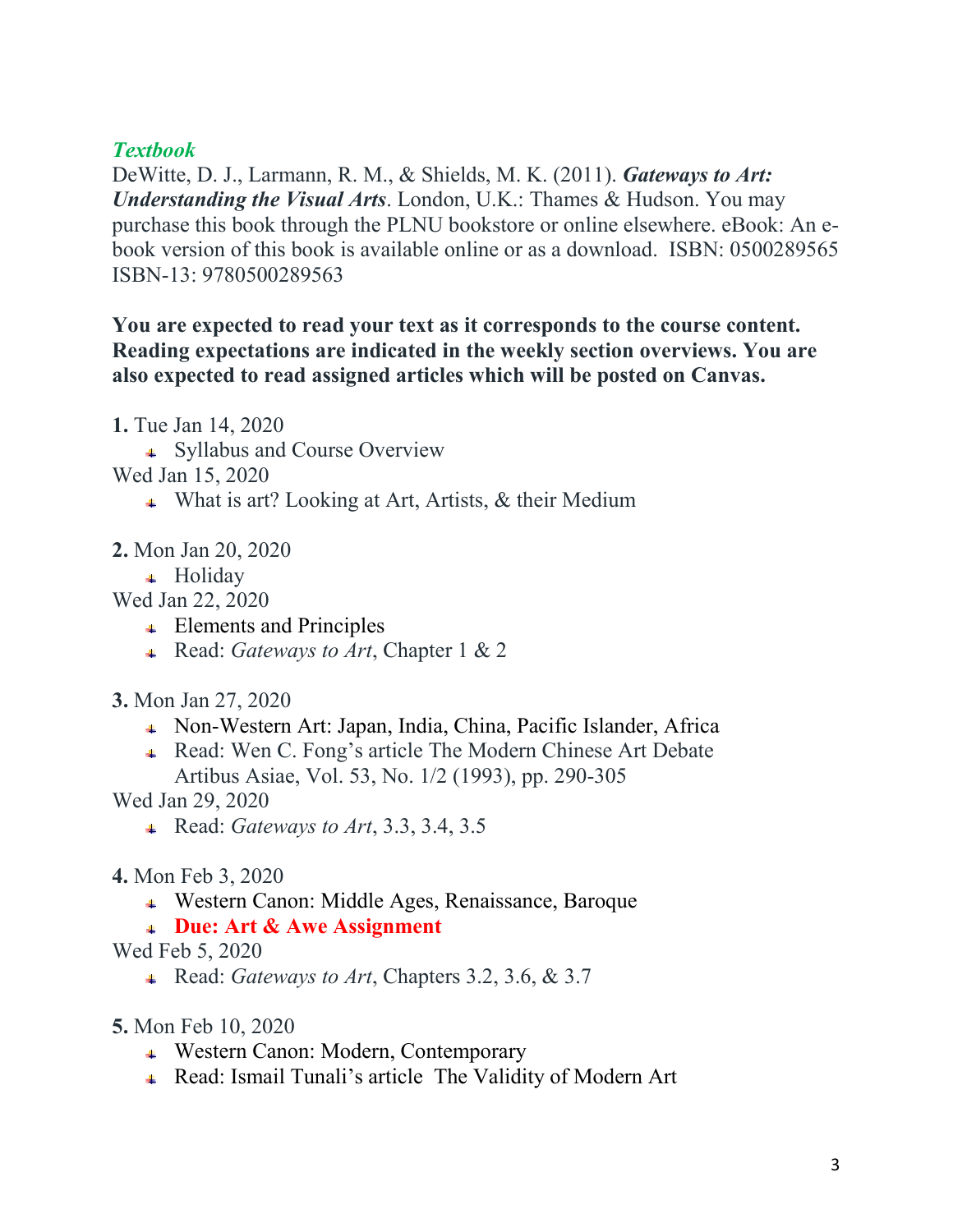### *Textbook*

DeWitte, D. J., Larmann, R. M., & Shields, M. K. (2011). ***Gateways to Art: Understanding the Visual Arts***. London, U.K.: Thames & Hudson. You may purchase this book through the PLNU bookstore or online elsewhere. eBook: An e-book version of this book is available online or as a download. ISBN: 0500289565 ISBN-13: 9780500289563

**You are expected to read your text as it corresponds to the course content. Reading expectations are indicated in the weekly section overviews. You are also expected to read assigned articles which will be posted on Canvas.**

**1.** Tue Jan 14, 2020

- Syllabus and Course Overview

Wed Jan 15, 2020

- What is art? Looking at Art, Artists, & their Medium

**2.** Mon Jan 20, 2020

- Holiday

Wed Jan 22, 2020

- Elements and Principles
- Read: *Gateways to Art*, Chapter 1 & 2

**3.** Mon Jan 27, 2020

- Non-Western Art: Japan, India, China, Pacific Islander, Africa
- Read: Wen C. Fong's article The Modern Chinese Art Debate Artibus Asiae, Vol. 53, No. 1/2 (1993), pp. 290-305

Wed Jan 29, 2020

- Read: *Gateways to Art*, 3.3, 3.4, 3.5

**4.** Mon Feb 3, 2020

- Western Canon: Middle Ages, Renaissance, Baroque
- **Due: Art & Awe Assignment**

Wed Feb 5, 2020

- Read: *Gateways to Art*, Chapters 3.2, 3.6, & 3.7

**5.** Mon Feb 10, 2020

- Western Canon: Modern, Contemporary
- Read: Ismail Tunali's article The Validity of Modern Art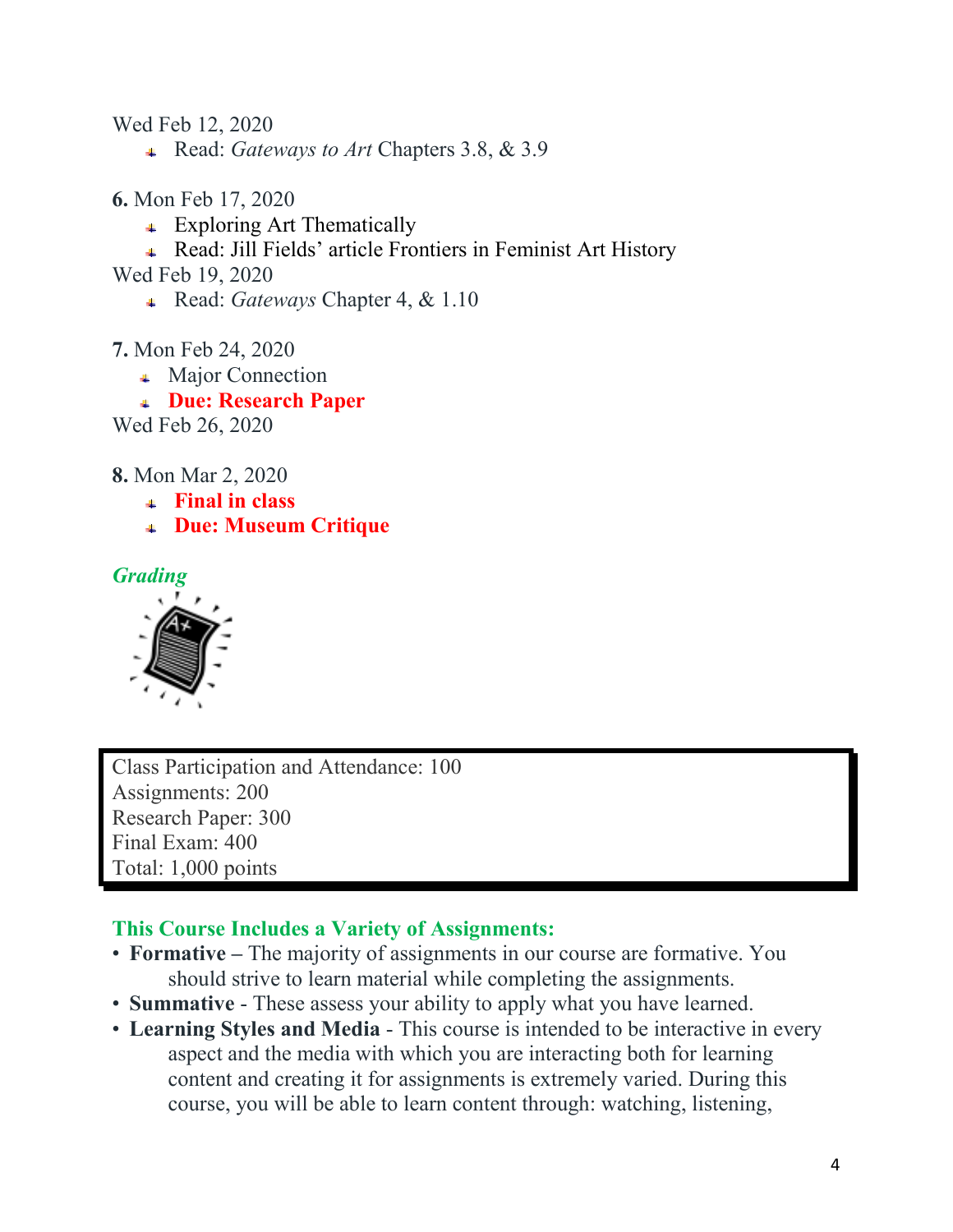Wed Feb 12, 2020

- Read: *Gateways to Art* Chapters 3.8, & 3.9

**6.** Mon Feb 17, 2020

- Exploring Art Thematically
- Read: Jill Fields' article Frontiers in Feminist Art History

Wed Feb 19, 2020

- Read: *Gateways* Chapter 4, & 1.10

**7.** Mon Feb 24, 2020

- Major Connection
- **Due: Research Paper**

Wed Feb 26, 2020

**8.** Mon Mar 2, 2020

- **Final in class**
- **Due: Museum Critique**

## *Grading*

Class Participation and Attendance: 100
Assignments: 200
Research Paper: 300
Final Exam: 400
Total: 1,000 points

### This Course Includes a Variety of Assignments:

- **Formative –** The majority of assignments in our course are formative. You should strive to learn material while completing the assignments.
- **Summative** - These assess your ability to apply what you have learned.
- **Learning Styles and Media** - This course is intended to be interactive in every aspect and the media with which you are interacting both for learning content and creating it for assignments is extremely varied. During this course, you will be able to learn content through: watching, listening,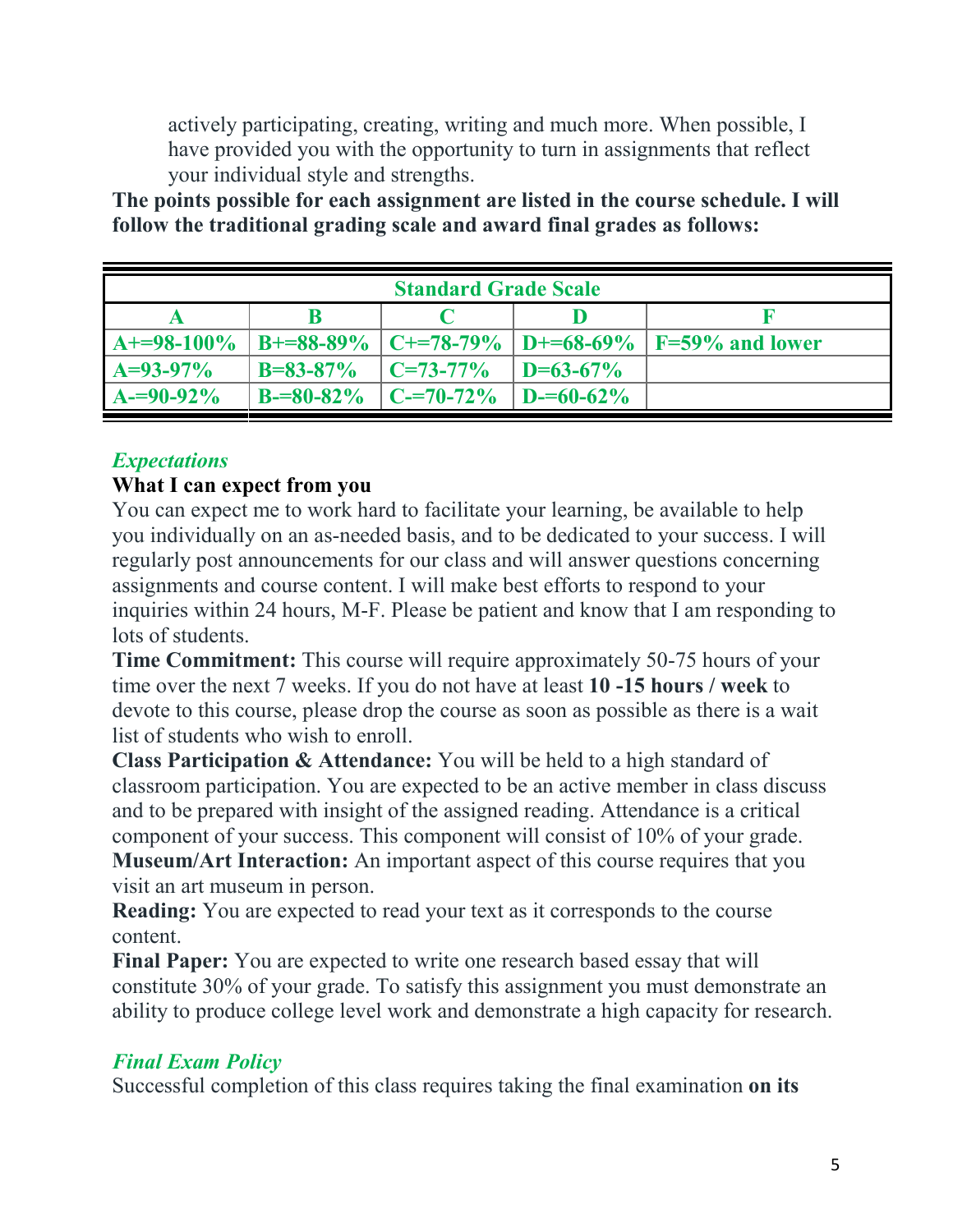actively participating, creating, writing and much more. When possible, I have provided you with the opportunity to turn in assignments that reflect your individual style and strengths.

**The points possible for each assignment are listed in the course schedule. I will follow the traditional grading scale and award final grades as follows:**

| Standard Grade Scale | | | | |
|---|---|---|---|---|
| **A** | **B** | **C** | **D** | **F** |
| **A+=98-100%** | **B+=88-89%** | **C+=78-79%** | **D+=68-69%** | **F=59% and lower** |
| **A=93-97%** | **B=83-87%** | **C=73-77%** | **D=63-67%** | |
| **A-=90-92%** | **B-=80-82%** | **C-=70-72%** | **D-=60-62%** | |

## *Expectations*

### What I can expect from you

You can expect me to work hard to facilitate your learning, be available to help you individually on an as-needed basis, and to be dedicated to your success. I will regularly post announcements for our class and will answer questions concerning assignments and course content. I will make best efforts to respond to your inquiries within 24 hours, M-F. Please be patient and know that I am responding to lots of students.

**Time Commitment:** This course will require approximately 50-75 hours of your time over the next 7 weeks. If you do not have at least **10 -15 hours / week** to devote to this course, please drop the course as soon as possible as there is a wait list of students who wish to enroll.

**Class Participation & Attendance:** You will be held to a high standard of classroom participation. You are expected to be an active member in class discuss and to be prepared with insight of the assigned reading. Attendance is a critical component of your success. This component will consist of 10% of your grade.

**Museum/Art Interaction:** An important aspect of this course requires that you visit an art museum in person.

**Reading:** You are expected to read your text as it corresponds to the course content.

**Final Paper:** You are expected to write one research based essay that will constitute 30% of your grade. To satisfy this assignment you must demonstrate an ability to produce college level work and demonstrate a high capacity for research.

## *Final Exam Policy*

Successful completion of this class requires taking the final examination **on its**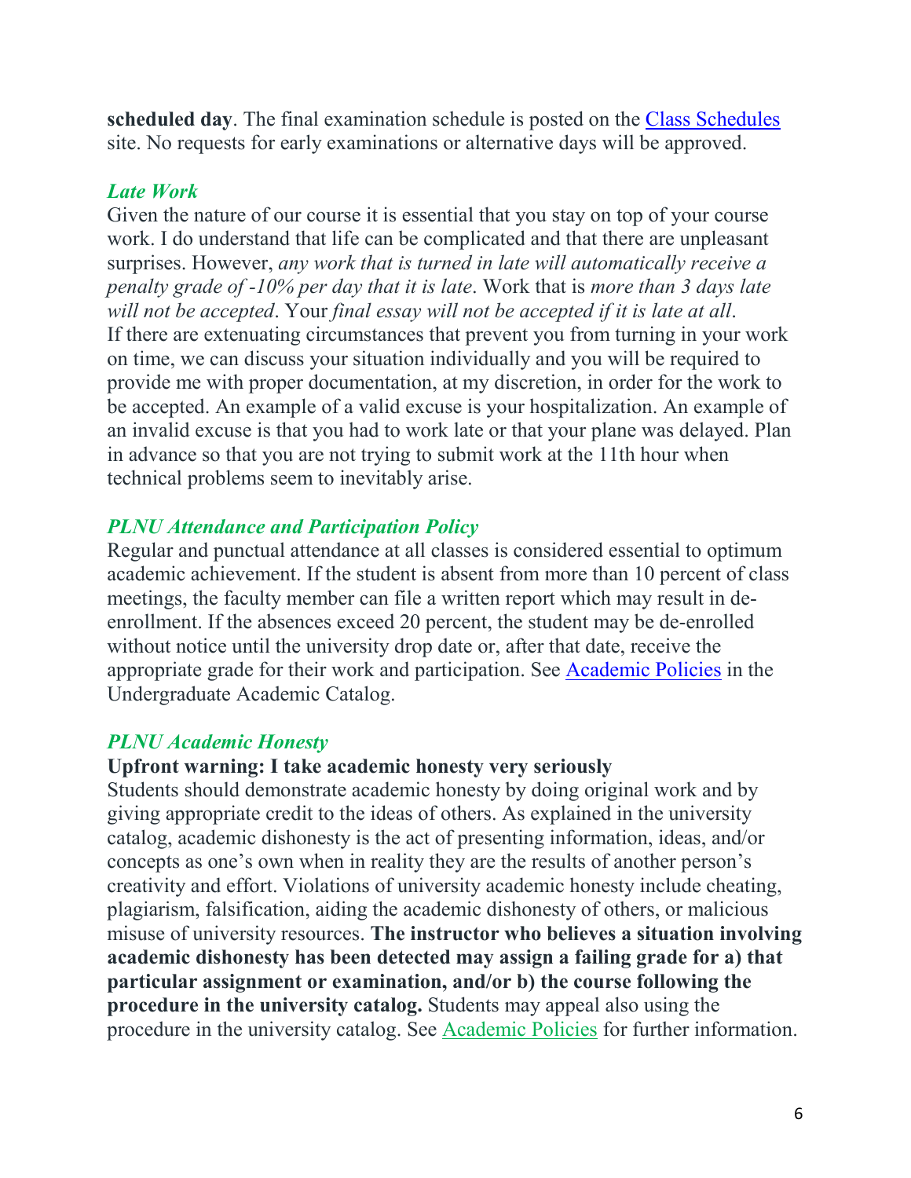**scheduled day**. The final examination schedule is posted on the [Class Schedules](#) site. No requests for early examinations or alternative days will be approved.

### *Late Work*

Given the nature of our course it is essential that you stay on top of your course work. I do understand that life can be complicated and that there are unpleasant surprises. However, *any work that is turned in late will automatically receive a penalty grade of -10% per day that it is late*. Work that is *more than 3 days late will not be accepted*. Your *final essay will not be accepted if it is late at all*. If there are extenuating circumstances that prevent you from turning in your work on time, we can discuss your situation individually and you will be required to provide me with proper documentation, at my discretion, in order for the work to be accepted. An example of a valid excuse is your hospitalization. An example of an invalid excuse is that you had to work late or that your plane was delayed. Plan in advance so that you are not trying to submit work at the 11th hour when technical problems seem to inevitably arise.

### *PLNU Attendance and Participation Policy*

Regular and punctual attendance at all classes is considered essential to optimum academic achievement. If the student is absent from more than 10 percent of class meetings, the faculty member can file a written report which may result in de-enrollment. If the absences exceed 20 percent, the student may be de-enrolled without notice until the university drop date or, after that date, receive the appropriate grade for their work and participation. See [Academic Policies](#) in the Undergraduate Academic Catalog.

### *PLNU Academic Honesty*

**Upfront warning: I take academic honesty very seriously**

Students should demonstrate academic honesty by doing original work and by giving appropriate credit to the ideas of others. As explained in the university catalog, academic dishonesty is the act of presenting information, ideas, and/or concepts as one's own when in reality they are the results of another person's creativity and effort. Violations of university academic honesty include cheating, plagiarism, falsification, aiding the academic dishonesty of others, or malicious misuse of university resources. **The instructor who believes a situation involving academic dishonesty has been detected may assign a failing grade for a) that particular assignment or examination, and/or b) the course following the procedure in the university catalog.** Students may appeal also using the procedure in the university catalog. See [Academic Policies](#) for further information.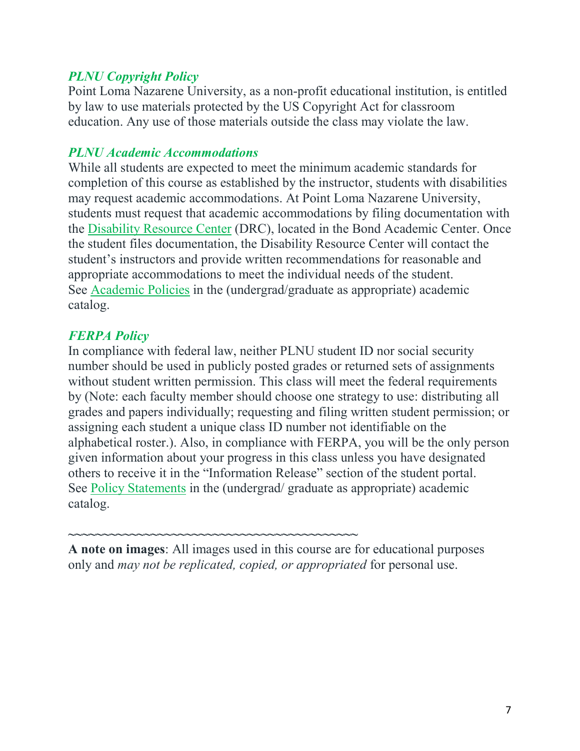### *PLNU Copyright Policy*

Point Loma Nazarene University, as a non-profit educational institution, is entitled by law to use materials protected by the US Copyright Act for classroom education. Any use of those materials outside the class may violate the law.

### *PLNU Academic Accommodations*

While all students are expected to meet the minimum academic standards for completion of this course as established by the instructor, students with disabilities may request academic accommodations. At Point Loma Nazarene University, students must request that academic accommodations by filing documentation with the Disability Resource Center (DRC), located in the Bond Academic Center. Once the student files documentation, the Disability Resource Center will contact the student's instructors and provide written recommendations for reasonable and appropriate accommodations to meet the individual needs of the student. See Academic Policies in the (undergrad/graduate as appropriate) academic catalog.

### *FERPA Policy*

In compliance with federal law, neither PLNU student ID nor social security number should be used in publicly posted grades or returned sets of assignments without student written permission. This class will meet the federal requirements by (Note: each faculty member should choose one strategy to use: distributing all grades and papers individually; requesting and filing written student permission; or assigning each student a unique class ID number not identifiable on the alphabetical roster.). Also, in compliance with FERPA, you will be the only person given information about your progress in this class unless you have designated others to receive it in the "Information Release" section of the student portal. See Policy Statements in the (undergrad/ graduate as appropriate) academic catalog.

~~~~~~~~~~~~~~~~~~~~~~~~~~~~~~~~~~~~~~~~

**A note on images**: All images used in this course are for educational purposes only and *may not be replicated, copied, or appropriated* for personal use.